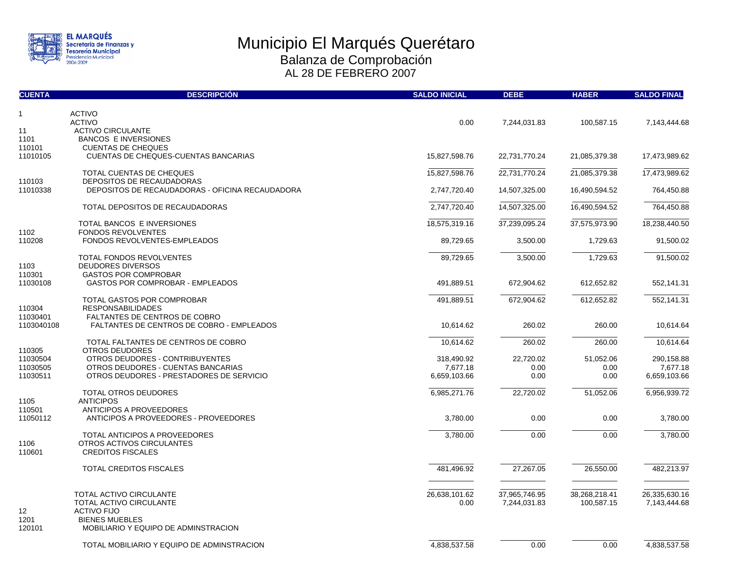EL MARQUÉS
Secretaría de Finanzas y Tesorería Municipal
Presidencia Municipal 2006-2009

# Municipio El Marqués Querétaro

## Balanza de Comprobación

### AL 28 DE FEBRERO 2007

| CUENTA | DESCRIPCIÓN | SALDO INICIAL | DEBE | HABER | SALDO FINAL |
|---|---|---|---|---|---|
| 1 | ACTIVO | | | | |
| | ACTIVO | 0.00 | 7,244,031.83 | 100,587.15 | 7,143,444.68 |
| 11 | ACTIVO CIRCULANTE | | | | |
| 1101 | BANCOS E INVERSIONES | | | | |
| 110101 | CUENTAS DE CHEQUES | | | | |
| 11010105 | CUENTAS DE CHEQUES-CUENTAS BANCARIAS | 15,827,598.76 | 22,731,770.24 | 21,085,379.38 | 17,473,989.62 |
| | TOTAL CUENTAS DE CHEQUES | 15,827,598.76 | 22,731,770.24 | 21,085,379.38 | 17,473,989.62 |
| 110103 | DEPOSITOS DE RECAUDADORAS | | | | |
| 11010338 | DEPOSITOS DE RECAUDADORAS - OFICINA RECAUDADORA | 2,747,720.40 | 14,507,325.00 | 16,490,594.52 | 764,450.88 |
| | TOTAL DEPOSITOS DE RECAUDADORAS | 2,747,720.40 | 14,507,325.00 | 16,490,594.52 | 764,450.88 |
| | TOTAL BANCOS E INVERSIONES | 18,575,319.16 | 37,239,095.24 | 37,575,973.90 | 18,238,440.50 |
| 1102 | FONDOS REVOLVENTES | | | | |
| 110208 | FONDOS REVOLVENTES-EMPLEADOS | 89,729.65 | 3,500.00 | 1,729.63 | 91,500.02 |
| | TOTAL FONDOS REVOLVENTES | 89,729.65 | 3,500.00 | 1,729.63 | 91,500.02 |
| 1103 | DEUDORES DIVERSOS | | | | |
| 110301 | GASTOS POR COMPROBAR | | | | |
| 11030108 | GASTOS POR COMPROBAR - EMPLEADOS | 491,889.51 | 672,904.62 | 612,652.82 | 552,141.31 |
| | TOTAL GASTOS POR COMPROBAR | 491,889.51 | 672,904.62 | 612,652.82 | 552,141.31 |
| 110304 | RESPONSABILIDADES | | | | |
| 11030401 | FALTANTES DE CENTROS DE COBRO | | | | |
| 1103040108 | FALTANTES DE CENTROS DE COBRO - EMPLEADOS | 10,614.62 | 260.02 | 260.00 | 10,614.64 |
| | TOTAL FALTANTES DE CENTROS DE COBRO | 10,614.62 | 260.02 | 260.00 | 10,614.64 |
| 110305 | OTROS DEUDORES | | | | |
| 11030504 | OTROS DEUDORES - CONTRIBUYENTES | 318,490.92 | 22,720.02 | 51,052.06 | 290,158.88 |
| 11030505 | OTROS DEUDORES - CUENTAS BANCARIAS | 7,677.18 | 0.00 | 0.00 | 7,677.18 |
| 11030511 | OTROS DEUDORES - PRESTADORES DE SERVICIO | 6,659,103.66 | 0.00 | 0.00 | 6,659,103.66 |
| | TOTAL OTROS DEUDORES | 6,985,271.76 | 22,720.02 | 51,052.06 | 6,956,939.72 |
| 1105 | ANTICIPOS | | | | |
| 110501 | ANTICIPOS A PROVEEDORES | | | | |
| 11050112 | ANTICIPOS A PROVEEDORES - PROVEEDORES | 3,780.00 | 0.00 | 0.00 | 3,780.00 |
| | TOTAL ANTICIPOS A PROVEEDORES | 3,780.00 | 0.00 | 0.00 | 3,780.00 |
| 1106 | OTROS ACTIVOS CIRCULANTES | | | | |
| 110601 | CREDITOS FISCALES | | | | |
| | TOTAL CREDITOS FISCALES | 481,496.92 | 27,267.05 | 26,550.00 | 482,213.97 |
| | TOTAL ACTIVO CIRCULANTE | 26,638,101.62 | 37,965,746.95 | 38,268,218.41 | 26,335,630.16 |
| | TOTAL ACTIVO CIRCULANTE | 0.00 | 7,244,031.83 | 100,587.15 | 7,143,444.68 |
| 12 | ACTIVO FIJO | | | | |
| 1201 | BIENES MUEBLES | | | | |
| 120101 | MOBILIARIO Y EQUIPO DE ADMINSTRACION | | | | |
| | TOTAL MOBILIARIO Y EQUIPO DE ADMINSTRACION | 4,838,537.58 | 0.00 | 0.00 | 4,838,537.58 |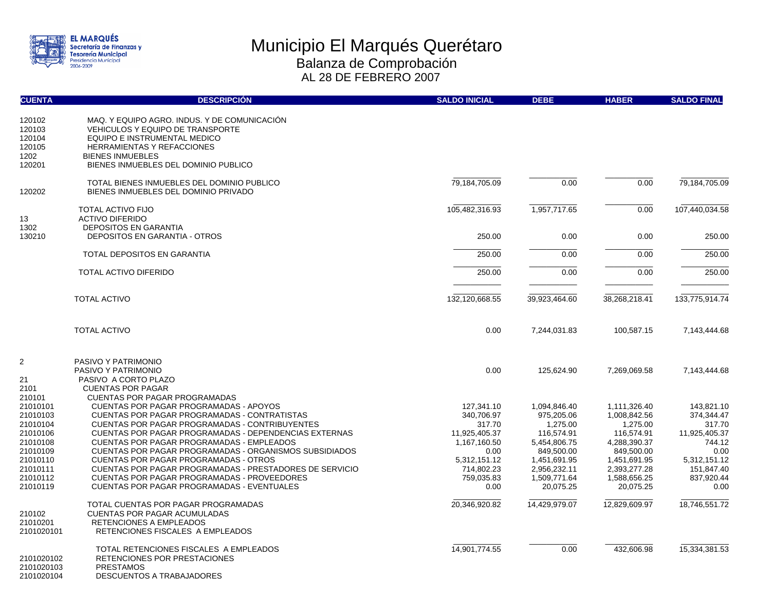# Municipio El Marqués Querétaro

## Balanza de Comprobación

### AL 28 DE FEBRERO 2007

| CUENTA | DESCRIPCIÓN | SALDO INICIAL | DEBE | HABER | SALDO FINAL |
|---|---|---|---|---|---|
| 120102 | MAQ. Y EQUIPO AGRO. INDUS. Y DE COMUNICACIÓN | | | | |
| 120103 | VEHICULOS Y EQUIPO DE TRANSPORTE | | | | |
| 120104 | EQUIPO E INSTRUMENTAL MEDICO | | | | |
| 120105 | HERRAMIENTAS Y REFACCIONES | | | | |
| 1202 | BIENES INMUEBLES | | | | |
| 120201 | BIENES INMUEBLES DEL DOMINIO PUBLICO | | | | |
| | TOTAL BIENES INMUEBLES DEL DOMINIO PUBLICO | 79,184,705.09 | 0.00 | 0.00 | 79,184,705.09 |
| 120202 | BIENES INMUEBLES DEL DOMINIO PRIVADO | | | | |
| | TOTAL ACTIVO FIJO | 105,482,316.93 | 1,957,717.65 | 0.00 | 107,440,034.58 |
| 13 | ACTIVO DIFERIDO | | | | |
| 1302 | DEPOSITOS EN GARANTIA | | | | |
| 130210 | DEPOSITOS EN GARANTIA - OTROS | 250.00 | 0.00 | 0.00 | 250.00 |
| | TOTAL DEPOSITOS EN GARANTIA | 250.00 | 0.00 | 0.00 | 250.00 |
| | TOTAL ACTIVO DIFERIDO | 250.00 | 0.00 | 0.00 | 250.00 |
| | TOTAL ACTIVO | 132,120,668.55 | 39,923,464.60 | 38,268,218.41 | 133,775,914.74 |
| | TOTAL ACTIVO | 0.00 | 7,244,031.83 | 100,587.15 | 7,143,444.68 |
| 2 | PASIVO Y PATRIMONIO | | | | |
| | PASIVO Y PATRIMONIO | 0.00 | 125,624.90 | 7,269,069.58 | 7,143,444.68 |
| 21 | PASIVO A CORTO PLAZO | | | | |
| 2101 | CUENTAS POR PAGAR | | | | |
| 210101 | CUENTAS POR PAGAR PROGRAMADAS | | | | |
| 21010101 | CUENTAS POR PAGAR PROGRAMADAS - APOYOS | 127,341.10 | 1,094,846.40 | 1,111,326.40 | 143,821.10 |
| 21010103 | CUENTAS POR PAGAR PROGRAMADAS - CONTRATISTAS | 340,706.97 | 975,205.06 | 1,008,842.56 | 374,344.47 |
| 21010104 | CUENTAS POR PAGAR PROGRAMADAS - CONTRIBUYENTES | 317.70 | 1,275.00 | 1,275.00 | 317.70 |
| 21010106 | CUENTAS POR PAGAR PROGRAMADAS - DEPENDENCIAS EXTERNAS | 11,925,405.37 | 116,574.91 | 116,574.91 | 11,925,405.37 |
| 21010108 | CUENTAS POR PAGAR PROGRAMADAS - EMPLEADOS | 1,167,160.50 | 5,454,806.75 | 4,288,390.37 | 744.12 |
| 21010109 | CUENTAS POR PAGAR PROGRAMADAS - ORGANISMOS SUBSIDIADOS | 0.00 | 849,500.00 | 849,500.00 | 0.00 |
| 21010110 | CUENTAS POR PAGAR PROGRAMADAS - OTROS | 5,312,151.12 | 1,451,691.95 | 1,451,691.95 | 5,312,151.12 |
| 21010111 | CUENTAS POR PAGAR PROGRAMADAS - PRESTADORES DE SERVICIO | 714,802.23 | 2,956,232.11 | 2,393,277.28 | 151,847.40 |
| 21010112 | CUENTAS POR PAGAR PROGRAMADAS - PROVEEDORES | 759,035.83 | 1,509,771.64 | 1,588,656.25 | 837,920.44 |
| 21010119 | CUENTAS POR PAGAR PROGRAMADAS - EVENTUALES | 0.00 | 20,075.25 | 20,075.25 | 0.00 |
| | TOTAL CUENTAS POR PAGAR PROGRAMADAS | 20,346,920.82 | 14,429,979.07 | 12,829,609.97 | 18,746,551.72 |
| 210102 | CUENTAS POR PAGAR ACUMULADAS | | | | |
| 21010201 | RETENCIONES A EMPLEADOS | | | | |
| 2101020101 | RETENCIONES FISCALES A EMPLEADOS | | | | |
| | TOTAL RETENCIONES FISCALES A EMPLEADOS | 14,901,774.55 | 0.00 | 432,606.98 | 15,334,381.53 |
| 2101020102 | RETENCIONES POR PRESTACIONES | | | | |
| 2101020103 | PRESTAMOS | | | | |
| 2101020104 | DESCUENTOS A TRABAJADORES | | | | |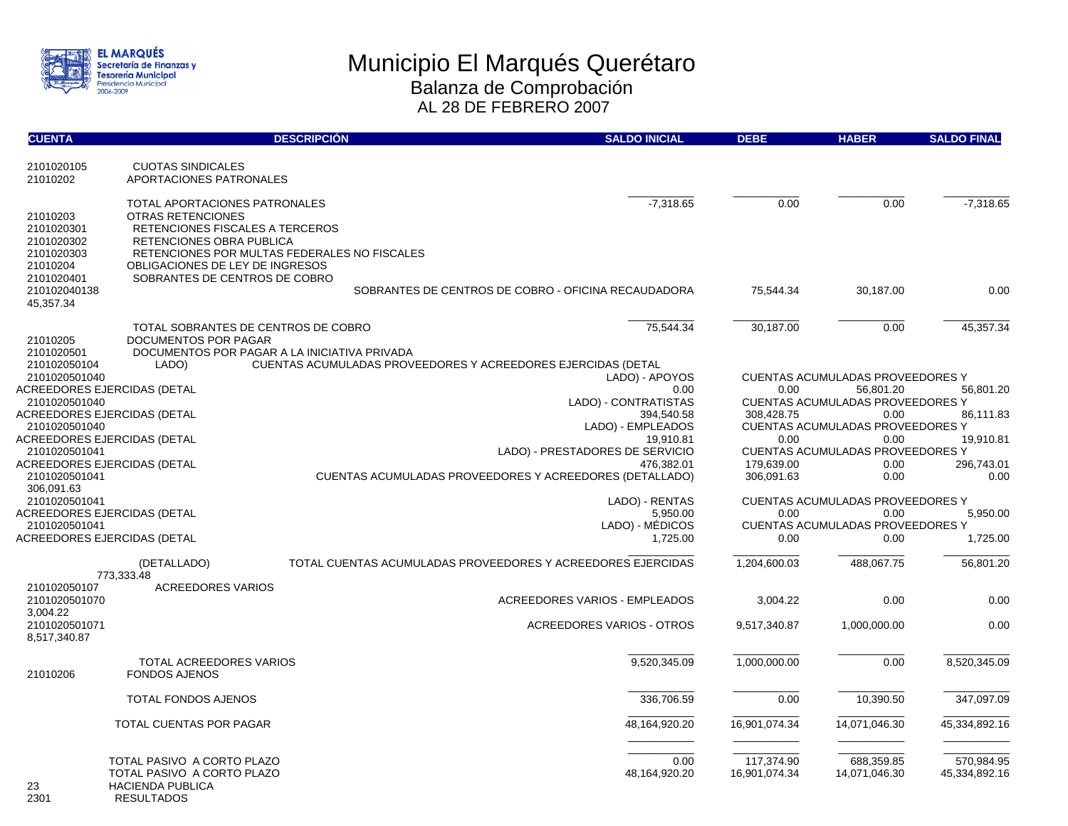# Municipio El Marqués Querétaro

## Balanza de Comprobación

### AL 28 DE FEBRERO 2007

| CUENTA | DESCRIPCIÓN | SALDO INICIAL | DEBE | HABER | SALDO FINAL |
|---|---|---|---|---|---|
| 2101020105 | CUOTAS SINDICALES | | | | |
| 21010202 | APORTACIONES PATRONALES | | | | |
| | TOTAL APORTACIONES PATRONALES | -7,318.65 | 0.00 | 0.00 | -7,318.65 |
| 21010203 | OTRAS RETENCIONES | | | | |
| 2101020301 | RETENCIONES FISCALES A TERCEROS | | | | |
| 2101020302 | RETENCIONES OBRA PUBLICA | | | | |
| 2101020303 | RETENCIONES POR MULTAS FEDERALES NO FISCALES | | | | |
| 21010204 | OBLIGACIONES DE LEY DE INGRESOS | | | | |
| 2101020401 | SOBRANTES DE CENTROS DE COBRO | | | | |
| 210102040138 | SOBRANTES DE CENTROS DE COBRO - OFICINA RECAUDADORA | 45,357.34 | 75,544.34 | 30,187.00 | 0.00 |
| | TOTAL SOBRANTES DE CENTROS DE COBRO | 75,544.34 | 30,187.00 | 0.00 | 45,357.34 |
| 21010205 | DOCUMENTOS POR PAGAR | | | | |
| 2101020501 | DOCUMENTOS POR PAGAR A LA INICIATIVA PRIVADA | | | | |
| 210102050104 | CUENTAS ACUMULADAS PROVEEDORES Y ACREEDORES EJERCIDAS (DETALLADO) | | | | |
| 2101020501040 | CUENTAS ACUMULADAS PROVEEDORES Y ACREEDORES EJERCIDAS (DETALLADO) - APOYOS | 0.00 | 0.00 | 56,801.20 | 56,801.20 |
| 2101020501040 | CUENTAS ACUMULADAS PROVEEDORES Y ACREEDORES EJERCIDAS (DETALLADO) - CONTRATISTAS | 394,540.58 | 308,428.75 | 0.00 | 86,111.83 |
| 2101020501040 | CUENTAS ACUMULADAS PROVEEDORES Y ACREEDORES EJERCIDAS (DETALLADO) - EMPLEADOS | 19,910.81 | 0.00 | 0.00 | 19,910.81 |
| 2101020501041 | CUENTAS ACUMULADAS PROVEEDORES Y ACREEDORES EJERCIDAS (DETALLADO) - PRESTADORES DE SERVICIO | 476,382.01 | 179,639.00 | 0.00 | 296,743.01 |
| 2101020501041 | CUENTAS ACUMULADAS PROVEEDORES Y ACREEDORES (DETALLADO) | 306,091.63 | 306,091.63 | 0.00 | 0.00 |
| 2101020501041 | CUENTAS ACUMULADAS PROVEEDORES Y ACREEDORES EJERCIDAS (DETALLADO) - RENTAS | 5,950.00 | 0.00 | 0.00 | 5,950.00 |
| 2101020501041 | CUENTAS ACUMULADAS PROVEEDORES Y ACREEDORES EJERCIDAS (DETALLADO) - MÉDICOS | 1,725.00 | 0.00 | 0.00 | 1,725.00 |
| | TOTAL CUENTAS ACUMULADAS PROVEEDORES Y ACREEDORES EJERCIDAS (DETALLADO) | 1,204,600.03 | 488,067.75 | 56,801.20 | 773,333.48 |
| 210102050107 | ACREEDORES VARIOS | | | | |
| 2101020501070 | ACREEDORES VARIOS - EMPLEADOS | 3,004.22 | 3,004.22 | 0.00 | 0.00 |
| 2101020501071 | ACREEDORES VARIOS - OTROS | 8,517,340.87 | 9,517,340.87 | 1,000,000.00 | 0.00 |
| | TOTAL ACREEDORES VARIOS | 9,520,345.09 | 1,000,000.00 | 0.00 | 8,520,345.09 |
| 21010206 | FONDOS AJENOS | | | | |
| | TOTAL FONDOS AJENOS | 336,706.59 | 0.00 | 10,390.50 | 347,097.09 |
| | TOTAL CUENTAS POR PAGAR | 48,164,920.20 | 16,901,074.34 | 14,071,046.30 | 45,334,892.16 |
| | TOTAL PASIVO A CORTO PLAZO | 0.00 | 117,374.90 | 688,359.85 | 570,984.95 |
| | TOTAL PASIVO A CORTO PLAZO | 48,164,920.20 | 16,901,074.34 | 14,071,046.30 | 45,334,892.16 |
| 23 | HACIENDA PUBLICA | | | | |
| 2301 | RESULTADOS | | | | |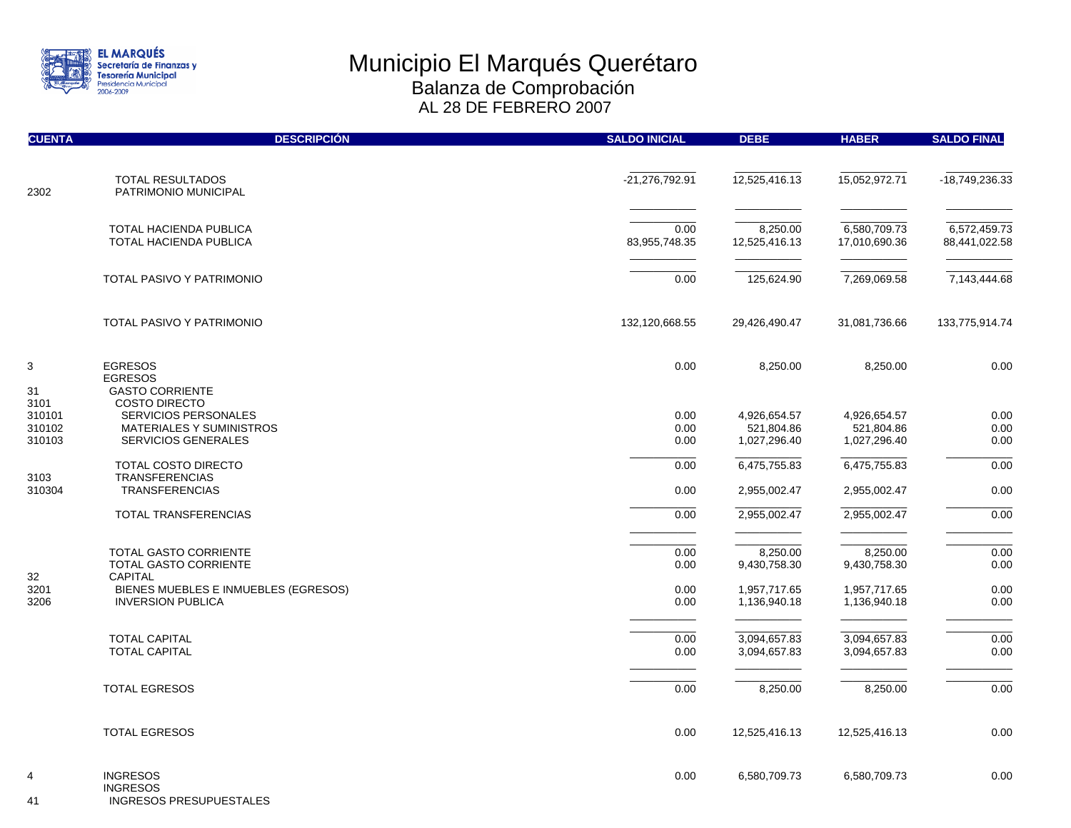# Municipio El Marqués Querétaro

## Balanza de Comprobación

### AL 28 DE FEBRERO 2007

| CUENTA | DESCRIPCIÓN | SALDO INICIAL | DEBE | HABER | SALDO FINAL |
|---|---|---|---|---|---|
| | TOTAL RESULTADOS | -21,276,792.91 | 12,525,416.13 | 15,052,972.71 | -18,749,236.33 |
| 2302 | PATRIMONIO MUNICIPAL | | | | |
| | TOTAL HACIENDA PUBLICA | 0.00 | 8,250.00 | 6,580,709.73 | 6,572,459.73 |
| | TOTAL HACIENDA PUBLICA | 83,955,748.35 | 12,525,416.13 | 17,010,690.36 | 88,441,022.58 |
| | TOTAL PASIVO Y PATRIMONIO | 0.00 | 125,624.90 | 7,269,069.58 | 7,143,444.68 |
| | TOTAL PASIVO Y PATRIMONIO | 132,120,668.55 | 29,426,490.47 | 31,081,736.66 | 133,775,914.74 |
| 3 | EGRESOS | 0.00 | 8,250.00 | 8,250.00 | 0.00 |
| | EGRESOS | | | | |
| 31 | GASTO CORRIENTE | | | | |
| 3101 | COSTO DIRECTO | | | | |
| 310101 | SERVICIOS PERSONALES | 0.00 | 4,926,654.57 | 4,926,654.57 | 0.00 |
| 310102 | MATERIALES Y SUMINISTROS | 0.00 | 521,804.86 | 521,804.86 | 0.00 |
| 310103 | SERVICIOS GENERALES | 0.00 | 1,027,296.40 | 1,027,296.40 | 0.00 |
| | TOTAL COSTO DIRECTO | 0.00 | 6,475,755.83 | 6,475,755.83 | 0.00 |
| 3103 | TRANSFERENCIAS | | | | |
| 310304 | TRANSFERENCIAS | 0.00 | 2,955,002.47 | 2,955,002.47 | 0.00 |
| | TOTAL TRANSFERENCIAS | 0.00 | 2,955,002.47 | 2,955,002.47 | 0.00 |
| | TOTAL GASTO CORRIENTE | 0.00 | 8,250.00 | 8,250.00 | 0.00 |
| | TOTAL GASTO CORRIENTE | 0.00 | 9,430,758.30 | 9,430,758.30 | 0.00 |
| 32 | CAPITAL | | | | |
| 3201 | BIENES MUEBLES E INMUEBLES (EGRESOS) | 0.00 | 1,957,717.65 | 1,957,717.65 | 0.00 |
| 3206 | INVERSION PUBLICA | 0.00 | 1,136,940.18 | 1,136,940.18 | 0.00 |
| | TOTAL CAPITAL | 0.00 | 3,094,657.83 | 3,094,657.83 | 0.00 |
| | TOTAL CAPITAL | 0.00 | 3,094,657.83 | 3,094,657.83 | 0.00 |
| | TOTAL EGRESOS | 0.00 | 8,250.00 | 8,250.00 | 0.00 |
| | TOTAL EGRESOS | 0.00 | 12,525,416.13 | 12,525,416.13 | 0.00 |
| 4 | INGRESOS | 0.00 | 6,580,709.73 | 6,580,709.73 | 0.00 |
| | INGRESOS | | | | |
| 41 | INGRESOS PRESUPUESTALES | | | | |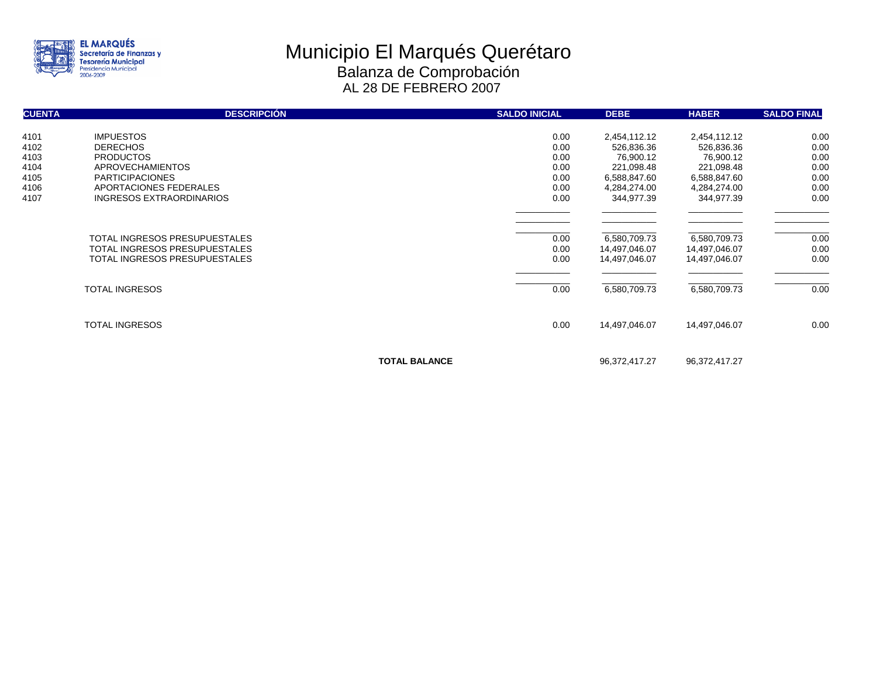# Municipio El Marqués Querétaro

## Balanza de Comprobación

### AL 28 DE FEBRERO 2007

EL MARQUÉS
Secretaría de Finanzas y Tesorería Municipal
Presidencia Municipal
2006-2009

| CUENTA | DESCRIPCIÓN | SALDO INICIAL | DEBE | HABER | SALDO FINAL |
|---|---|---|---|---|---|
| 4101 | IMPUESTOS | 0.00 | 2,454,112.12 | 2,454,112.12 | 0.00 |
| 4102 | DERECHOS | 0.00 | 526,836.36 | 526,836.36 | 0.00 |
| 4103 | PRODUCTOS | 0.00 | 76,900.12 | 76,900.12 | 0.00 |
| 4104 | APROVECHAMIENTOS | 0.00 | 221,098.48 | 221,098.48 | 0.00 |
| 4105 | PARTICIPACIONES | 0.00 | 6,588,847.60 | 6,588,847.60 | 0.00 |
| 4106 | APORTACIONES FEDERALES | 0.00 | 4,284,274.00 | 4,284,274.00 | 0.00 |
| 4107 | INGRESOS EXTRAORDINARIOS | 0.00 | 344,977.39 | 344,977.39 | 0.00 |
| | TOTAL INGRESOS PRESUPUESTALES | 0.00 | 6,580,709.73 | 6,580,709.73 | 0.00 |
| | TOTAL INGRESOS PRESUPUESTALES | 0.00 | 14,497,046.07 | 14,497,046.07 | 0.00 |
| | TOTAL INGRESOS PRESUPUESTALES | 0.00 | 14,497,046.07 | 14,497,046.07 | 0.00 |
| | TOTAL INGRESOS | 0.00 | 6,580,709.73 | 6,580,709.73 | 0.00 |
| | TOTAL INGRESOS | 0.00 | 14,497,046.07 | 14,497,046.07 | 0.00 |
| | **TOTAL BALANCE** | | 96,372,417.27 | 96,372,417.27 | |